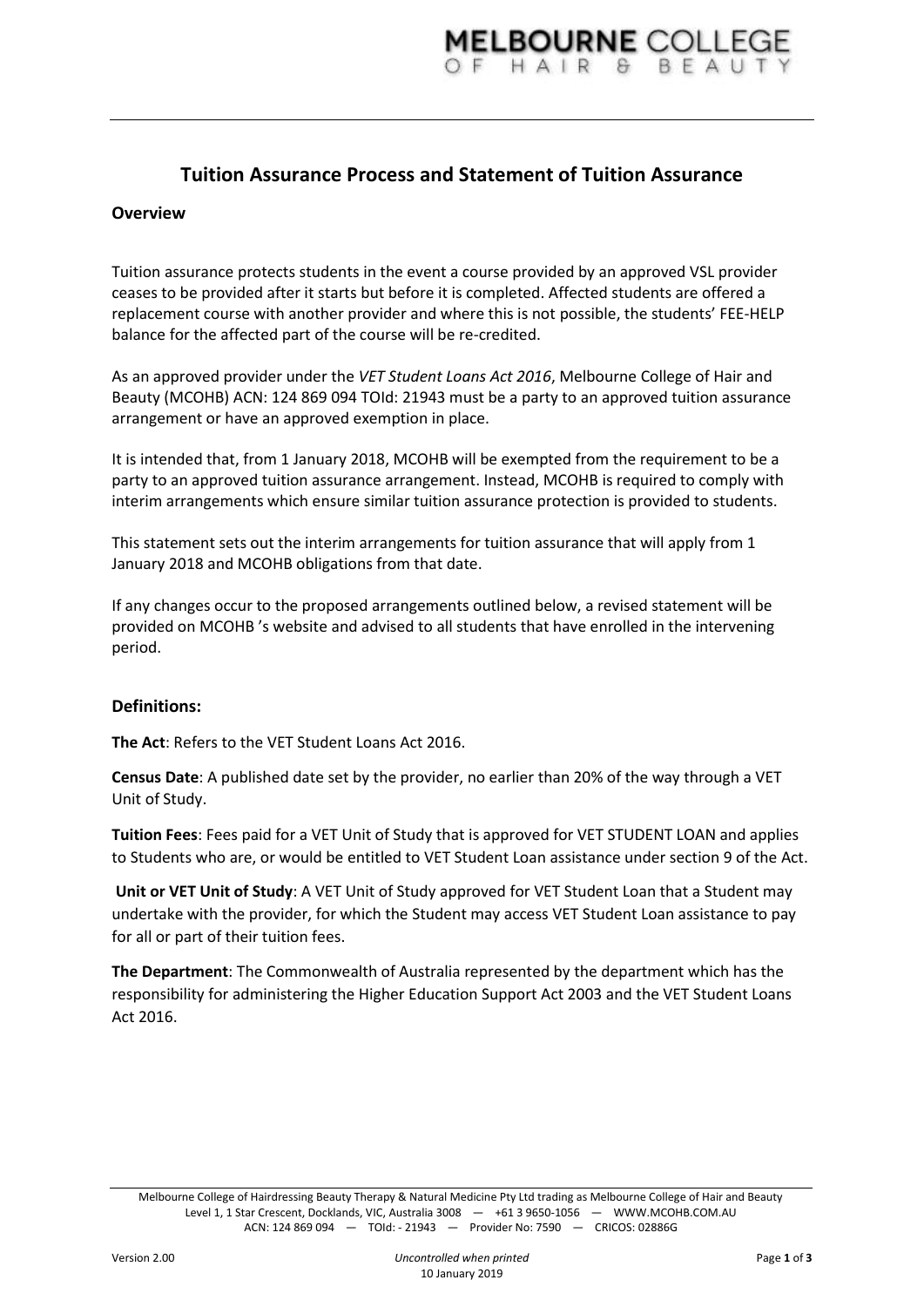# Tuition Assurance Process and Statement of Tuition Assurance

## Overview

Tuition assurance protects students in the event a course provided by an approved VSL provider ceases to be provided after it starts but before it is completed. Affected students are offered a replacement course with another provider and where this is not possible, the students' FEE-HELP balance for the affected part of the course will be re-credited.

As an approved provider under the *VET Student Loans Act 2016*, Melbourne College of Hair and Beauty (MCOHB) ACN: 124 869 094 TOId: 21943 must be a party to an approved tuition assurance arrangement or have an approved exemption in place.

It is intended that, from 1 January 2018, MCOHB will be exempted from the requirement to be a party to an approved tuition assurance arrangement. Instead, MCOHB is required to comply with interim arrangements which ensure similar tuition assurance protection is provided to students.

This statement sets out the interim arrangements for tuition assurance that will apply from 1 January 2018 and MCOHB obligations from that date.

If any changes occur to the proposed arrangements outlined below, a revised statement will be provided on MCOHB 's website and advised to all students that have enrolled in the intervening period.

## Definitions:

**The Act**: Refers to the VET Student Loans Act 2016.

**Census Date**: A published date set by the provider, no earlier than 20% of the way through a VET Unit of Study.

**Tuition Fees**: Fees paid for a VET Unit of Study that is approved for VET STUDENT LOAN and applies to Students who are, or would be entitled to VET Student Loan assistance under section 9 of the Act.

**Unit or VET Unit of Study**: A VET Unit of Study approved for VET Student Loan that a Student may undertake with the provider, for which the Student may access VET Student Loan assistance to pay for all or part of their tuition fees.

**The Department**: The Commonwealth of Australia represented by the department which has the responsibility for administering the Higher Education Support Act 2003 and the VET Student Loans Act 2016.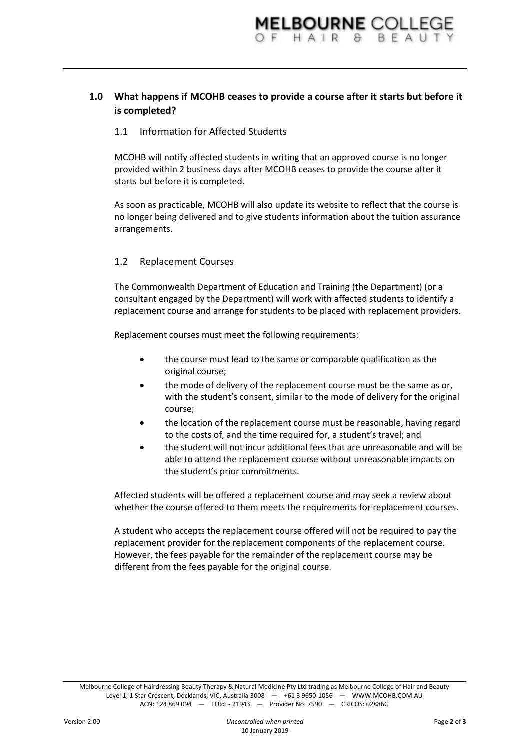## 1.0 What happens if MCOHB ceases to provide a course after it starts but before it is completed?

### 1.1 Information for Affected Students

MCOHB will notify affected students in writing that an approved course is no longer provided within 2 business days after MCOHB ceases to provide the course after it starts but before it is completed.

As soon as practicable, MCOHB will also update its website to reflect that the course is no longer being delivered and to give students information about the tuition assurance arrangements.

### 1.2 Replacement Courses

The Commonwealth Department of Education and Training (the Department) (or a consultant engaged by the Department) will work with affected students to identify a replacement course and arrange for students to be placed with replacement providers.

Replacement courses must meet the following requirements:

- the course must lead to the same or comparable qualification as the original course;
- the mode of delivery of the replacement course must be the same as or, with the student's consent, similar to the mode of delivery for the original course;
- the location of the replacement course must be reasonable, having regard to the costs of, and the time required for, a student's travel; and
- the student will not incur additional fees that are unreasonable and will be able to attend the replacement course without unreasonable impacts on the student's prior commitments.

Affected students will be offered a replacement course and may seek a review about whether the course offered to them meets the requirements for replacement courses.

A student who accepts the replacement course offered will not be required to pay the replacement provider for the replacement components of the replacement course. However, the fees payable for the remainder of the replacement course may be different from the fees payable for the original course.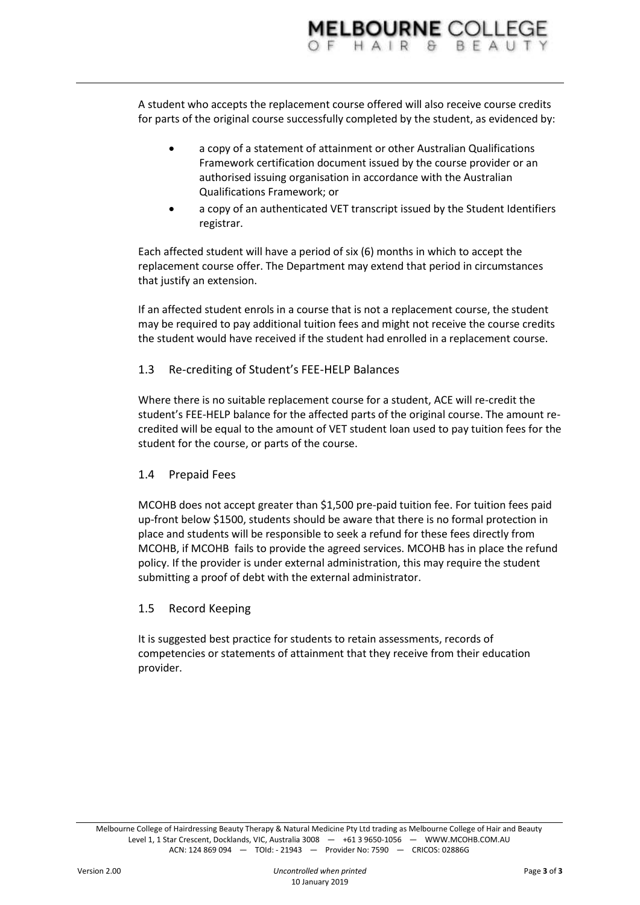A student who accepts the replacement course offered will also receive course credits for parts of the original course successfully completed by the student, as evidenced by:

- a copy of a statement of attainment or other Australian Qualifications Framework certification document issued by the course provider or an authorised issuing organisation in accordance with the Australian Qualifications Framework; or
- a copy of an authenticated VET transcript issued by the Student Identifiers registrar.

Each affected student will have a period of six (6) months in which to accept the replacement course offer. The Department may extend that period in circumstances that justify an extension.

If an affected student enrols in a course that is not a replacement course, the student may be required to pay additional tuition fees and might not receive the course credits the student would have received if the student had enrolled in a replacement course.

### 1.3 Re-crediting of Student's FEE-HELP Balances

Where there is no suitable replacement course for a student, ACE will re-credit the student's FEE-HELP balance for the affected parts of the original course. The amount re-credited will be equal to the amount of VET student loan used to pay tuition fees for the student for the course, or parts of the course.

### 1.4 Prepaid Fees

MCOHB does not accept greater than $1,500 pre-paid tuition fee. For tuition fees paid up-front below $1500, students should be aware that there is no formal protection in place and students will be responsible to seek a refund for these fees directly from MCOHB, if MCOHB fails to provide the agreed services. MCOHB has in place the refund policy. If the provider is under external administration, this may require the student submitting a proof of debt with the external administrator.

### 1.5 Record Keeping

It is suggested best practice for students to retain assessments, records of competencies or statements of attainment that they receive from their education provider.